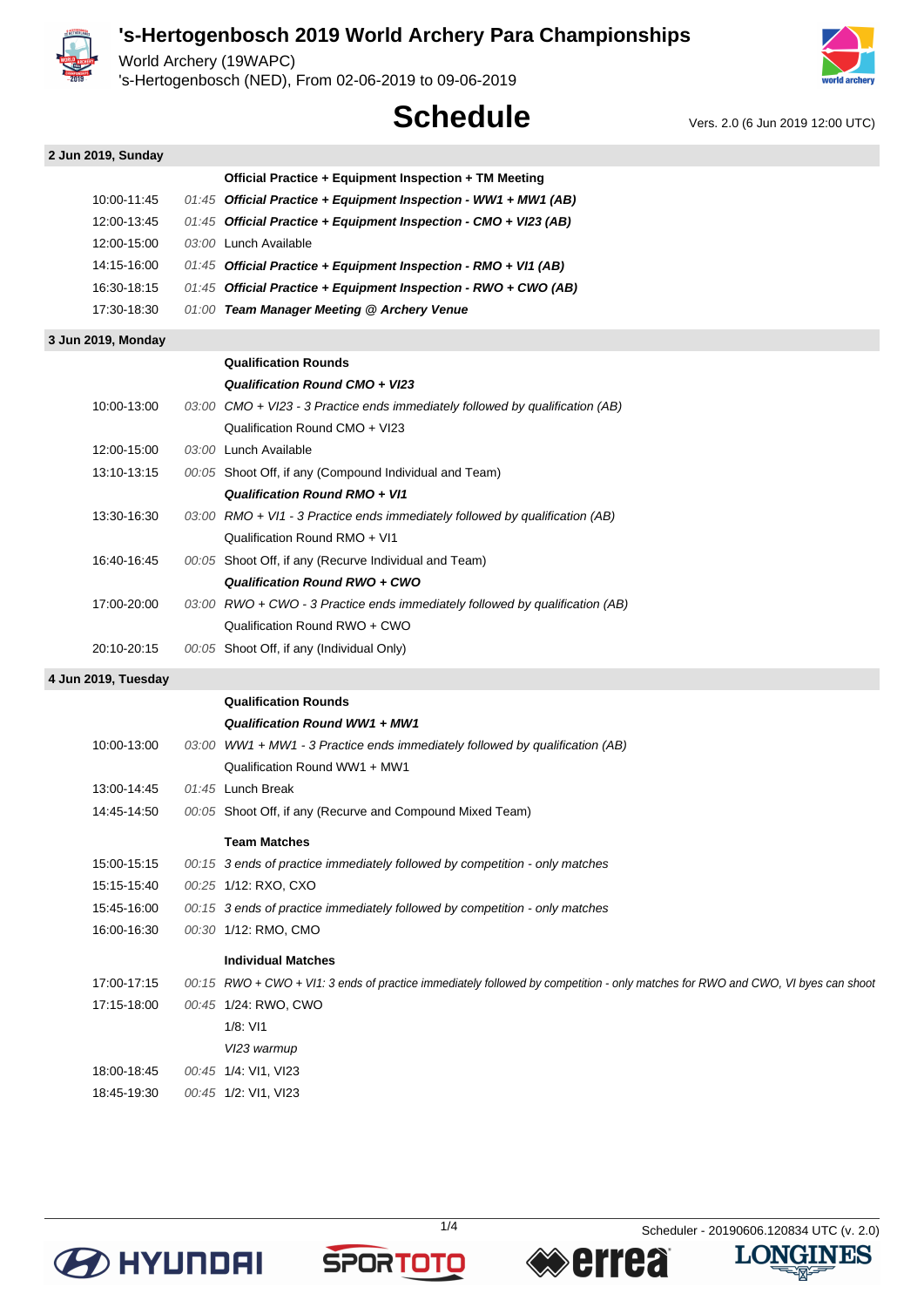# 's-Hertogenbosch 2019 World Archery Para Championships

World Archery (19WAPC)
's-Hertogenbosch (NED), From 02-06-2019 to 09-06-2019

## Schedule

Vers. 2.0 (6 Jun 2019 12:00 UTC)

### 2 Jun 2019, Sunday

| Time | Duration | Event |
|---|---|---|
| | | **Official Practice + Equipment Inspection + TM Meeting** |
| 10:00-11:45 | *01:45* | ***Official Practice + Equipment Inspection - WW1 + MW1 (AB)*** |
| 12:00-13:45 | *01:45* | ***Official Practice + Equipment Inspection - CMO + VI23 (AB)*** |
| 12:00-15:00 | *03:00* | Lunch Available |
| 14:15-16:00 | *01:45* | ***Official Practice + Equipment Inspection - RMO + VI1 (AB)*** |
| 16:30-18:15 | *01:45* | ***Official Practice + Equipment Inspection - RWO + CWO (AB)*** |
| 17:30-18:30 | *01:00* | ***Team Manager Meeting @ Archery Venue*** |

### 3 Jun 2019, Monday

| Time | Duration | Event |
|---|---|---|
| | | **Qualification Rounds** |
| | | ***Qualification Round CMO + VI23*** |
| 10:00-13:00 | *03:00* | *CMO + VI23 - 3 Practice ends immediately followed by qualification (AB)* |
| | | Qualification Round CMO + VI23 |
| 12:00-15:00 | *03:00* | Lunch Available |
| 13:10-13:15 | *00:05* | Shoot Off, if any (Compound Individual and Team) |
| | | ***Qualification Round RMO + VI1*** |
| 13:30-16:30 | *03:00* | *RMO + VI1 - 3 Practice ends immediately followed by qualification (AB)* |
| | | Qualification Round RMO + VI1 |
| 16:40-16:45 | *00:05* | Shoot Off, if any (Recurve Individual and Team) |
| | | ***Qualification Round RWO + CWO*** |
| 17:00-20:00 | *03:00* | *RWO + CWO - 3 Practice ends immediately followed by qualification (AB)* |
| | | Qualification Round RWO + CWO |
| 20:10-20:15 | *00:05* | Shoot Off, if any (Individual Only) |

### 4 Jun 2019, Tuesday

| Time | Duration | Event |
|---|---|---|
| | | **Qualification Rounds** |
| | | ***Qualification Round WW1 + MW1*** |
| 10:00-13:00 | *03:00* | *WW1 + MW1 - 3 Practice ends immediately followed by qualification (AB)* |
| | | Qualification Round WW1 + MW1 |
| 13:00-14:45 | *01:45* | Lunch Break |
| 14:45-14:50 | *00:05* | Shoot Off, if any (Recurve and Compound Mixed Team) |
| | | **Team Matches** |
| 15:00-15:15 | *00:15* | *3 ends of practice immediately followed by competition - only matches* |
| 15:15-15:40 | *00:25* | 1/12: RXO, CXO |
| 15:45-16:00 | *00:15* | *3 ends of practice immediately followed by competition - only matches* |
| 16:00-16:30 | *00:30* | 1/12: RMO, CMO |
| | | **Individual Matches** |
| 17:00-17:15 | *00:15* | *RWO + CWO + VI1: 3 ends of practice immediately followed by competition - only matches for RWO and CWO, VI byes can shoot* |
| 17:15-18:00 | *00:45* | 1/24: RWO, CWO |
| | | 1/8: VI1 |
| | | *VI23 warmup* |
| 18:00-18:45 | *00:45* | 1/4: VI1, VI23 |
| 18:45-19:30 | *00:45* | 1/2: VI1, VI23 |

Scheduler - 20190606.120834 UTC (v. 2.0)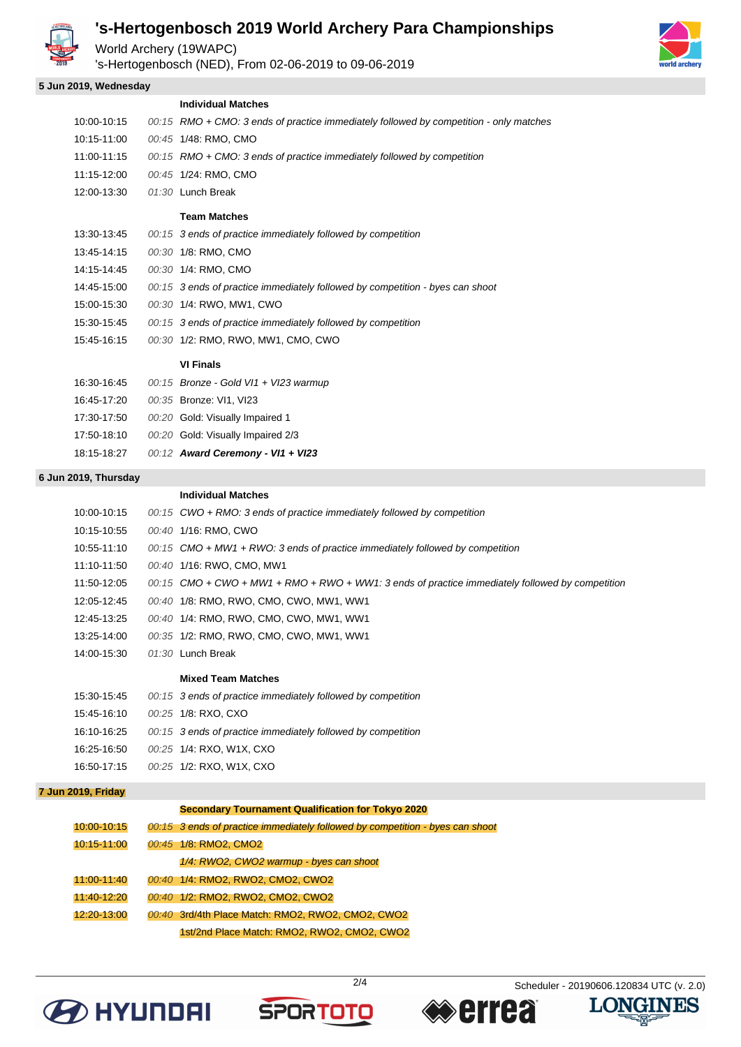# 's-Hertogenbosch 2019 World Archery Para Championships

World Archery (19WAPC)
's-Hertogenbosch (NED), From 02-06-2019 to 09-06-2019

## 5 Jun 2019, Wednesday

| Time | Duration | Event |
|---|---|---|
| | | **Individual Matches** |
| 10:00-10:15 | *00:15* | *RMO + CMO: 3 ends of practice immediately followed by competition - only matches* |
| 10:15-11:00 | *00:45* | 1/48: RMO, CMO |
| 11:00-11:15 | *00:15* | *RMO + CMO: 3 ends of practice immediately followed by competition* |
| 11:15-12:00 | *00:45* | 1/24: RMO, CMO |
| 12:00-13:30 | *01:30* | Lunch Break |
| | | **Team Matches** |
| 13:30-13:45 | *00:15* | *3 ends of practice immediately followed by competition* |
| 13:45-14:15 | *00:30* | 1/8: RMO, CMO |
| 14:15-14:45 | *00:30* | 1/4: RMO, CMO |
| 14:45-15:00 | *00:15* | *3 ends of practice immediately followed by competition - byes can shoot* |
| 15:00-15:30 | *00:30* | 1/4: RWO, MW1, CWO |
| 15:30-15:45 | *00:15* | *3 ends of practice immediately followed by competition* |
| 15:45-16:15 | *00:30* | 1/2: RMO, RWO, MW1, CMO, CWO |
| | | **VI Finals** |
| 16:30-16:45 | *00:15* | *Bronze - Gold VI1 + VI23 warmup* |
| 16:45-17:20 | *00:35* | Bronze: VI1, VI23 |
| 17:30-17:50 | *00:20* | Gold: Visually Impaired 1 |
| 17:50-18:10 | *00:20* | Gold: Visually Impaired 2/3 |
| 18:15-18:27 | *00:12* | ***Award Ceremony - VI1 + VI23*** |

## 6 Jun 2019, Thursday

| Time | Duration | Event |
|---|---|---|
| | | **Individual Matches** |
| 10:00-10:15 | *00:15* | *CWO + RMO: 3 ends of practice immediately followed by competition* |
| 10:15-10:55 | *00:40* | 1/16: RMO, CWO |
| 10:55-11:10 | *00:15* | *CMO + MW1 + RWO: 3 ends of practice immediately followed by competition* |
| 11:10-11:50 | *00:40* | 1/16: RWO, CMO, MW1 |
| 11:50-12:05 | *00:15* | *CMO + CWO + MW1 + RMO + RWO + WW1: 3 ends of practice immediately followed by competition* |
| 12:05-12:45 | *00:40* | 1/8: RMO, RWO, CMO, CWO, MW1, WW1 |
| 12:45-13:25 | *00:40* | 1/4: RMO, RWO, CMO, CWO, MW1, WW1 |
| 13:25-14:00 | *00:35* | 1/2: RMO, RWO, CMO, CWO, MW1, WW1 |
| 14:00-15:30 | *01:30* | Lunch Break |
| | | **Mixed Team Matches** |
| 15:30-15:45 | *00:15* | *3 ends of practice immediately followed by competition* |
| 15:45-16:10 | *00:25* | 1/8: RXO, CXO |
| 16:10-16:25 | *00:15* | *3 ends of practice immediately followed by competition* |
| 16:25-16:50 | *00:25* | 1/4: RXO, W1X, CXO |
| 16:50-17:15 | *00:25* | 1/2: RXO, W1X, CXO |

## 7 Jun 2019, Friday

| Time | Duration | Event |
|---|---|---|
| | | **Secondary Tournament Qualification for Tokyo 2020** |
| 10:00-10:15 | *00:15* | *3 ends of practice immediately followed by competition - byes can shoot* |
| 10:15-11:00 | *00:45* | 1/8: RMO2, CMO2 |
| | | *1/4: RWO2, CWO2 warmup - byes can shoot* |
| 11:00-11:40 | *00:40* | 1/4: RMO2, RWO2, CMO2, CWO2 |
| 11:40-12:20 | *00:40* | 1/2: RMO2, RWO2, CMO2, CWO2 |
| 12:20-13:00 | *00:40* | 3rd/4th Place Match: RMO2, RWO2, CMO2, CWO2 |
| | | 1st/2nd Place Match: RMO2, RWO2, CMO2, CWO2 |

Scheduler - 20190606.120834 UTC (v. 2.0)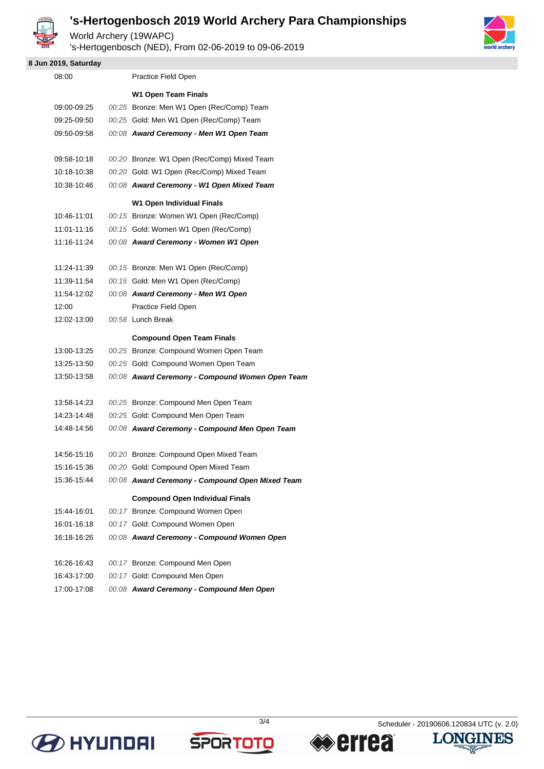# 's-Hertogenbosch 2019 World Archery Para Championships

World Archery (19WAPC)
's-Hertogenbosch (NED), From 02-06-2019 to 09-06-2019

**8 Jun 2019, Saturday**

| Time | Duration | Event |
|---|---|---|
| 08:00 | | Practice Field Open |
| | | **W1 Open Team Finals** |
| 09:00-09:25 | *00:25* | Bronze: Men W1 Open (Rec/Comp) Team |
| 09:25-09:50 | *00:25* | Gold: Men W1 Open (Rec/Comp) Team |
| 09:50-09:58 | *00:08* | ***Award Ceremony - Men W1 Open Team*** |
| 09:58-10:18 | *00:20* | Bronze: W1 Open (Rec/Comp) Mixed Team |
| 10:18-10:38 | *00:20* | Gold: W1 Open (Rec/Comp) Mixed Team |
| 10:38-10:46 | *00:08* | ***Award Ceremony - W1 Open Mixed Team*** |
| | | **W1 Open Individual Finals** |
| 10:46-11:01 | *00:15* | Bronze: Women W1 Open (Rec/Comp) |
| 11:01-11:16 | *00:15* | Gold: Women W1 Open (Rec/Comp) |
| 11:16-11:24 | *00:08* | ***Award Ceremony - Women W1 Open*** |
| 11:24-11:39 | *00:15* | Bronze: Men W1 Open (Rec/Comp) |
| 11:39-11:54 | *00:15* | Gold: Men W1 Open (Rec/Comp) |
| 11:54-12:02 | *00:08* | ***Award Ceremony - Men W1 Open*** |
| 12:00 | | Practice Field Open |
| 12:02-13:00 | *00:58* | Lunch Break |
| | | **Compound Open Team Finals** |
| 13:00-13:25 | *00:25* | Bronze: Compound Women Open Team |
| 13:25-13:50 | *00:25* | Gold: Compound Women Open Team |
| 13:50-13:58 | *00:08* | ***Award Ceremony - Compound Women Open Team*** |
| 13:58-14:23 | *00:25* | Bronze: Compound Men Open Team |
| 14:23-14:48 | *00:25* | Gold: Compound Men Open Team |
| 14:48-14:56 | *00:08* | ***Award Ceremony - Compound Men Open Team*** |
| 14:56-15:16 | *00:20* | Bronze: Compound Open Mixed Team |
| 15:16-15:36 | *00:20* | Gold: Compound Open Mixed Team |
| 15:36-15:44 | *00:08* | ***Award Ceremony - Compound Open Mixed Team*** |
| | | **Compound Open Individual Finals** |
| 15:44-16:01 | *00:17* | Bronze: Compound Women Open |
| 16:01-16:18 | *00:17* | Gold: Compound Women Open |
| 16:18-16:26 | *00:08* | ***Award Ceremony - Compound Women Open*** |
| 16:26-16:43 | *00:17* | Bronze: Compound Men Open |
| 16:43-17:00 | *00:17* | Gold: Compound Men Open |
| 17:00-17:08 | *00:08* | ***Award Ceremony - Compound Men Open*** |

Scheduler - 20190606.120834 UTC (v. 2.0)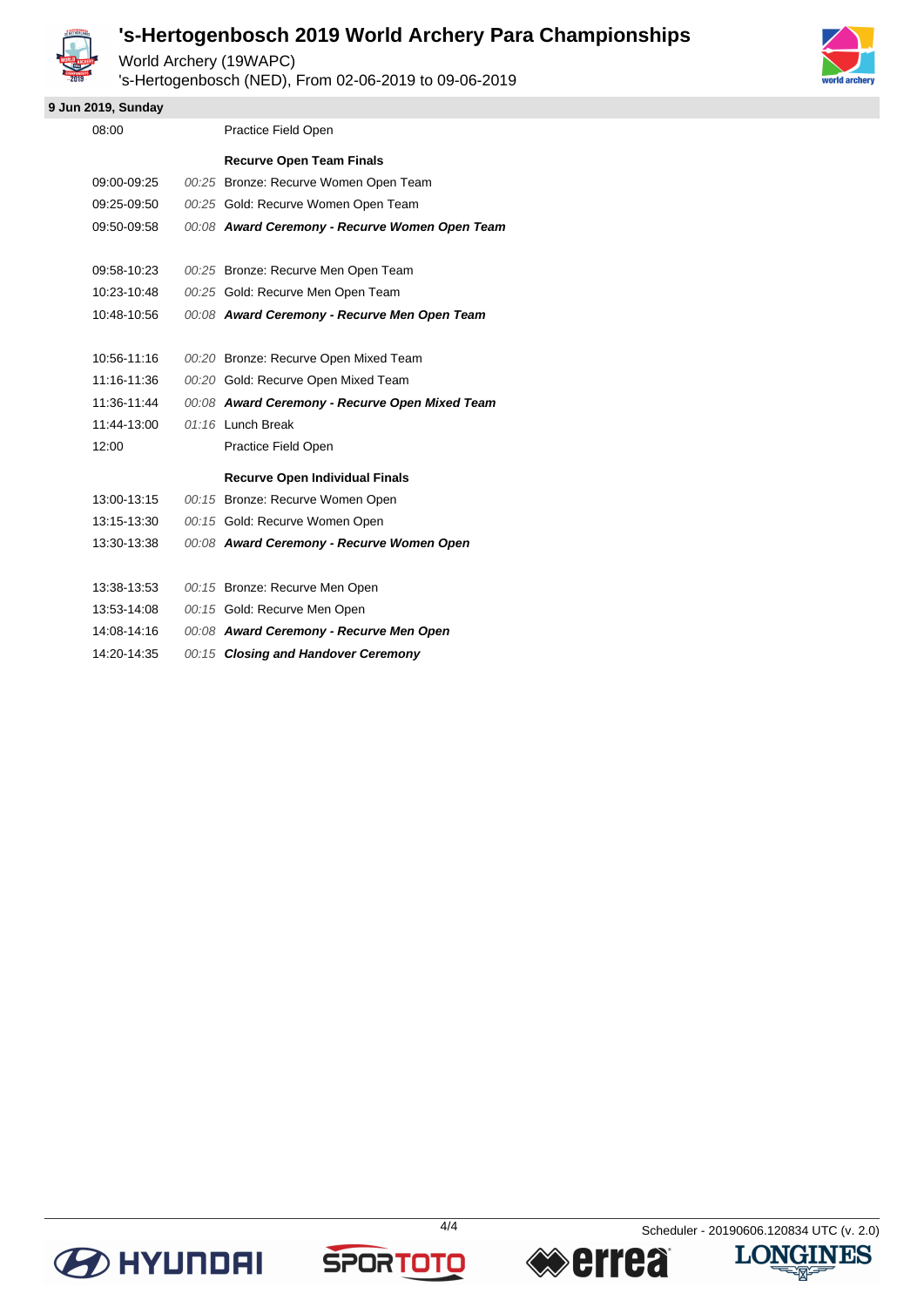# 's-Hertogenbosch 2019 World Archery Para Championships

World Archery (19WAPC)
's-Hertogenbosch (NED), From 02-06-2019 to 09-06-2019

**9 Jun 2019, Sunday**

| | | |
|---|---|---|
| 08:00 | | Practice Field Open |
| | | **Recurve Open Team Finals** |
| 09:00-09:25 | *00:25* | Bronze: Recurve Women Open Team |
| 09:25-09:50 | *00:25* | Gold: Recurve Women Open Team |
| 09:50-09:58 | *00:08* | ***Award Ceremony - Recurve Women Open Team*** |
| 09:58-10:23 | *00:25* | Bronze: Recurve Men Open Team |
| 10:23-10:48 | *00:25* | Gold: Recurve Men Open Team |
| 10:48-10:56 | *00:08* | ***Award Ceremony - Recurve Men Open Team*** |
| 10:56-11:16 | *00:20* | Bronze: Recurve Open Mixed Team |
| 11:16-11:36 | *00:20* | Gold: Recurve Open Mixed Team |
| 11:36-11:44 | *00:08* | ***Award Ceremony - Recurve Open Mixed Team*** |
| 11:44-13:00 | *01:16* | Lunch Break |
| 12:00 | | Practice Field Open |
| | | **Recurve Open Individual Finals** |
| 13:00-13:15 | *00:15* | Bronze: Recurve Women Open |
| 13:15-13:30 | *00:15* | Gold: Recurve Women Open |
| 13:30-13:38 | *00:08* | ***Award Ceremony - Recurve Women Open*** |
| 13:38-13:53 | *00:15* | Bronze: Recurve Men Open |
| 13:53-14:08 | *00:15* | Gold: Recurve Men Open |
| 14:08-14:16 | *00:08* | ***Award Ceremony - Recurve Men Open*** |
| 14:20-14:35 | *00:15* | ***Closing and Handover Ceremony*** |

Scheduler - 20190606.120834 UTC (v. 2.0)